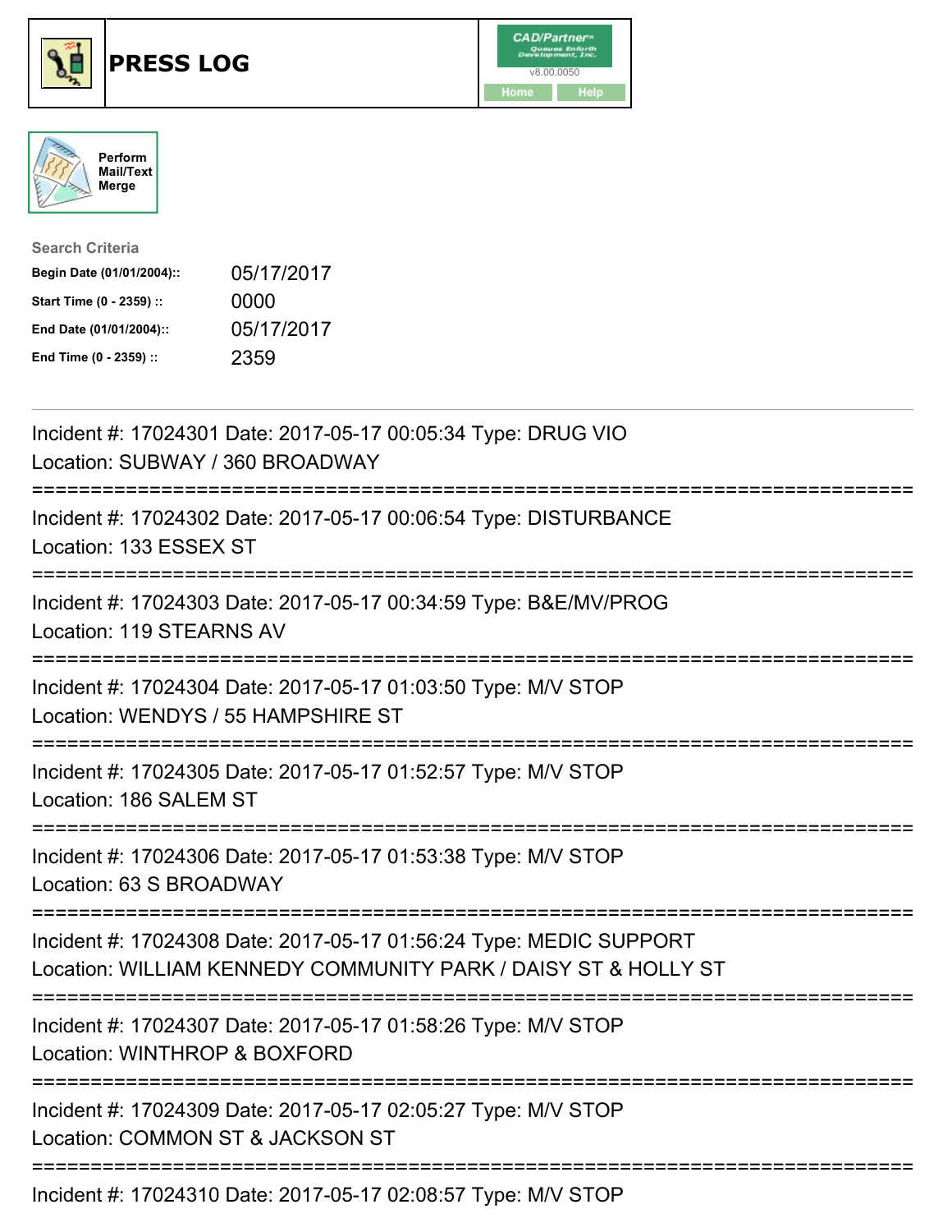# PRESS LOG

Perform Mail/Text Merge

**Search Criteria**

| | |
|---|---|
| **Begin Date (01/01/2004)::** | 05/17/2017 |
| **Start Time (0 - 2359) ::** | 0000 |
| **End Date (01/01/2004)::** | 05/17/2017 |
| **End Time (0 - 2359) ::** | 2359 |

---

Incident #: 17024301 Date: 2017-05-17 00:05:34 Type: DRUG VIO
Location: SUBWAY / 360 BROADWAY

===========================================================================

Incident #: 17024302 Date: 2017-05-17 00:06:54 Type: DISTURBANCE
Location: 133 ESSEX ST

===========================================================================

Incident #: 17024303 Date: 2017-05-17 00:34:59 Type: B&E/MV/PROG
Location: 119 STEARNS AV

===========================================================================

Incident #: 17024304 Date: 2017-05-17 01:03:50 Type: M/V STOP
Location: WENDYS / 55 HAMPSHIRE ST

===========================================================================

Incident #: 17024305 Date: 2017-05-17 01:52:57 Type: M/V STOP
Location: 186 SALEM ST

===========================================================================

Incident #: 17024306 Date: 2017-05-17 01:53:38 Type: M/V STOP
Location: 63 S BROADWAY

===========================================================================

Incident #: 17024308 Date: 2017-05-17 01:56:24 Type: MEDIC SUPPORT
Location: WILLIAM KENNEDY COMMUNITY PARK / DAISY ST & HOLLY ST

===========================================================================

Incident #: 17024307 Date: 2017-05-17 01:58:26 Type: M/V STOP
Location: WINTHROP & BOXFORD

===========================================================================

Incident #: 17024309 Date: 2017-05-17 02:05:27 Type: M/V STOP
Location: COMMON ST & JACKSON ST

===========================================================================

Incident #: 17024310 Date: 2017-05-17 02:08:57 Type: M/V STOP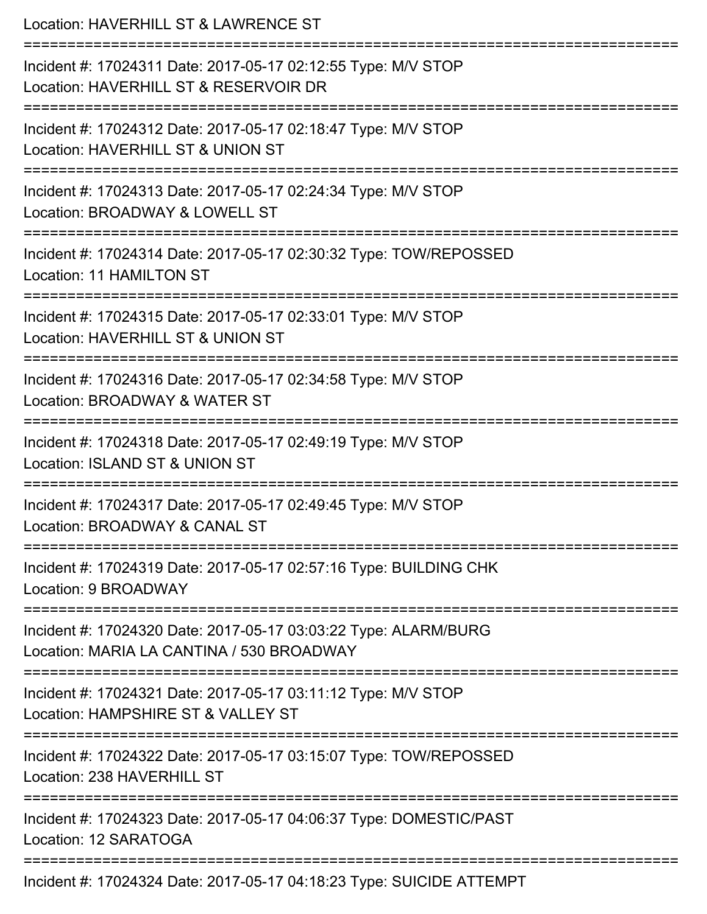Location: HAVERHILL ST & LAWRENCE ST

===========================================================================

Incident #: 17024311 Date: 2017-05-17 02:12:55 Type: M/V STOP
Location: HAVERHILL ST & RESERVOIR DR

===========================================================================

Incident #: 17024312 Date: 2017-05-17 02:18:47 Type: M/V STOP
Location: HAVERHILL ST & UNION ST

===========================================================================

Incident #: 17024313 Date: 2017-05-17 02:24:34 Type: M/V STOP
Location: BROADWAY & LOWELL ST

===========================================================================

Incident #: 17024314 Date: 2017-05-17 02:30:32 Type: TOW/REPOSSED
Location: 11 HAMILTON ST

===========================================================================

Incident #: 17024315 Date: 2017-05-17 02:33:01 Type: M/V STOP
Location: HAVERHILL ST & UNION ST

===========================================================================

Incident #: 17024316 Date: 2017-05-17 02:34:58 Type: M/V STOP
Location: BROADWAY & WATER ST

===========================================================================

Incident #: 17024318 Date: 2017-05-17 02:49:19 Type: M/V STOP
Location: ISLAND ST & UNION ST

===========================================================================

Incident #: 17024317 Date: 2017-05-17 02:49:45 Type: M/V STOP
Location: BROADWAY & CANAL ST

===========================================================================

Incident #: 17024319 Date: 2017-05-17 02:57:16 Type: BUILDING CHK
Location: 9 BROADWAY

===========================================================================

Incident #: 17024320 Date: 2017-05-17 03:03:22 Type: ALARM/BURG
Location: MARIA LA CANTINA / 530 BROADWAY

===========================================================================

Incident #: 17024321 Date: 2017-05-17 03:11:12 Type: M/V STOP
Location: HAMPSHIRE ST & VALLEY ST

===========================================================================

Incident #: 17024322 Date: 2017-05-17 03:15:07 Type: TOW/REPOSSED
Location: 238 HAVERHILL ST

===========================================================================

Incident #: 17024323 Date: 2017-05-17 04:06:37 Type: DOMESTIC/PAST
Location: 12 SARATOGA

===========================================================================

Incident #: 17024324 Date: 2017-05-17 04:18:23 Type: SUICIDE ATTEMPT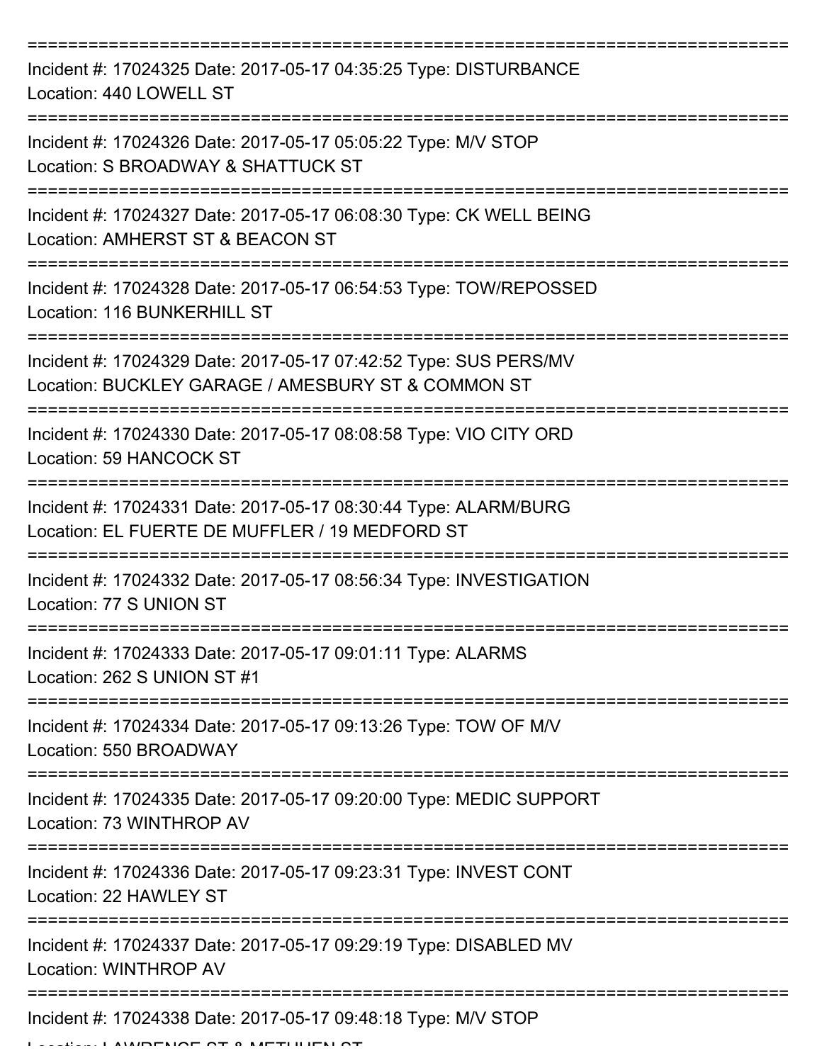===========================================================================

Incident #: 17024325 Date: 2017-05-17 04:35:25 Type: DISTURBANCE
Location: 440 LOWELL ST

===========================================================================

Incident #: 17024326 Date: 2017-05-17 05:05:22 Type: M/V STOP
Location: S BROADWAY & SHATTUCK ST

===========================================================================

Incident #: 17024327 Date: 2017-05-17 06:08:30 Type: CK WELL BEING
Location: AMHERST ST & BEACON ST

===========================================================================

Incident #: 17024328 Date: 2017-05-17 06:54:53 Type: TOW/REPOSSED
Location: 116 BUNKERHILL ST

===========================================================================

Incident #: 17024329 Date: 2017-05-17 07:42:52 Type: SUS PERS/MV
Location: BUCKLEY GARAGE / AMESBURY ST & COMMON ST

===========================================================================

Incident #: 17024330 Date: 2017-05-17 08:08:58 Type: VIO CITY ORD
Location: 59 HANCOCK ST

===========================================================================

Incident #: 17024331 Date: 2017-05-17 08:30:44 Type: ALARM/BURG
Location: EL FUERTE DE MUFFLER / 19 MEDFORD ST

===========================================================================

Incident #: 17024332 Date: 2017-05-17 08:56:34 Type: INVESTIGATION
Location: 77 S UNION ST

===========================================================================

Incident #: 17024333 Date: 2017-05-17 09:01:11 Type: ALARMS
Location: 262 S UNION ST #1

===========================================================================

Incident #: 17024334 Date: 2017-05-17 09:13:26 Type: TOW OF M/V
Location: 550 BROADWAY

===========================================================================

Incident #: 17024335 Date: 2017-05-17 09:20:00 Type: MEDIC SUPPORT
Location: 73 WINTHROP AV

===========================================================================

Incident #: 17024336 Date: 2017-05-17 09:23:31 Type: INVEST CONT
Location: 22 HAWLEY ST

===========================================================================

Incident #: 17024337 Date: 2017-05-17 09:29:19 Type: DISABLED MV
Location: WINTHROP AV

===========================================================================

Incident #: 17024338 Date: 2017-05-17 09:48:18 Type: M/V STOP
Location: LAWRENCE ST & METHUEN ST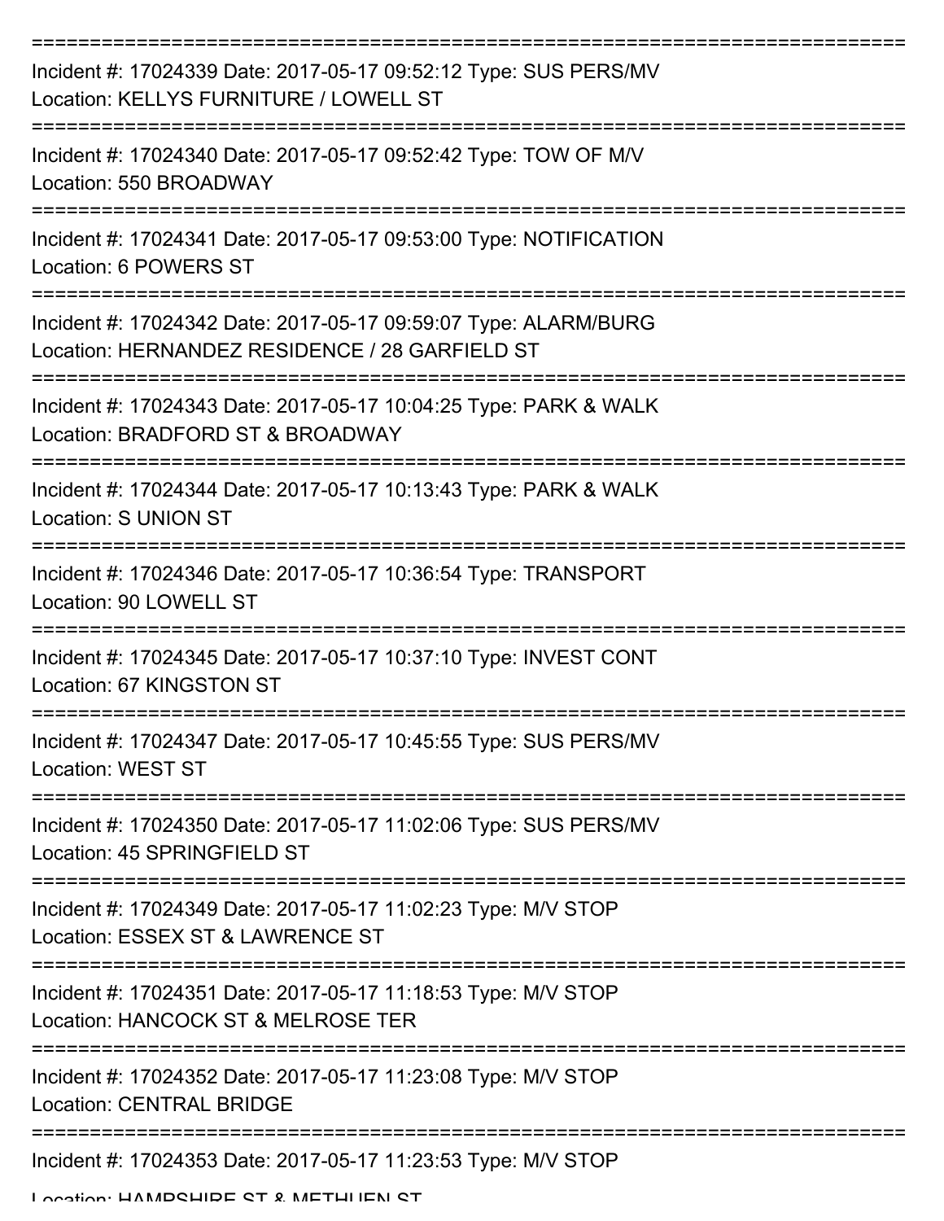Incident #: 17024339 Date: 2017-05-17 09:52:12 Type: SUS PERS/MV
Location: KELLYS FURNITURE / LOWELL ST

---

Incident #: 17024340 Date: 2017-05-17 09:52:42 Type: TOW OF M/V
Location: 550 BROADWAY

---

Incident #: 17024341 Date: 2017-05-17 09:53:00 Type: NOTIFICATION
Location: 6 POWERS ST

---

Incident #: 17024342 Date: 2017-05-17 09:59:07 Type: ALARM/BURG
Location: HERNANDEZ RESIDENCE / 28 GARFIELD ST

---

Incident #: 17024343 Date: 2017-05-17 10:04:25 Type: PARK & WALK
Location: BRADFORD ST & BROADWAY

---

Incident #: 17024344 Date: 2017-05-17 10:13:43 Type: PARK & WALK
Location: S UNION ST

---

Incident #: 17024346 Date: 2017-05-17 10:36:54 Type: TRANSPORT
Location: 90 LOWELL ST

---

Incident #: 17024345 Date: 2017-05-17 10:37:10 Type: INVEST CONT
Location: 67 KINGSTON ST

---

Incident #: 17024347 Date: 2017-05-17 10:45:55 Type: SUS PERS/MV
Location: WEST ST

---

Incident #: 17024350 Date: 2017-05-17 11:02:06 Type: SUS PERS/MV
Location: 45 SPRINGFIELD ST

---

Incident #: 17024349 Date: 2017-05-17 11:02:23 Type: M/V STOP
Location: ESSEX ST & LAWRENCE ST

---

Incident #: 17024351 Date: 2017-05-17 11:18:53 Type: M/V STOP
Location: HANCOCK ST & MELROSE TER

---

Incident #: 17024352 Date: 2017-05-17 11:23:08 Type: M/V STOP
Location: CENTRAL BRIDGE

---

Incident #: 17024353 Date: 2017-05-17 11:23:53 Type: M/V STOP
Location: HAMPSHIRE ST & METHUEN ST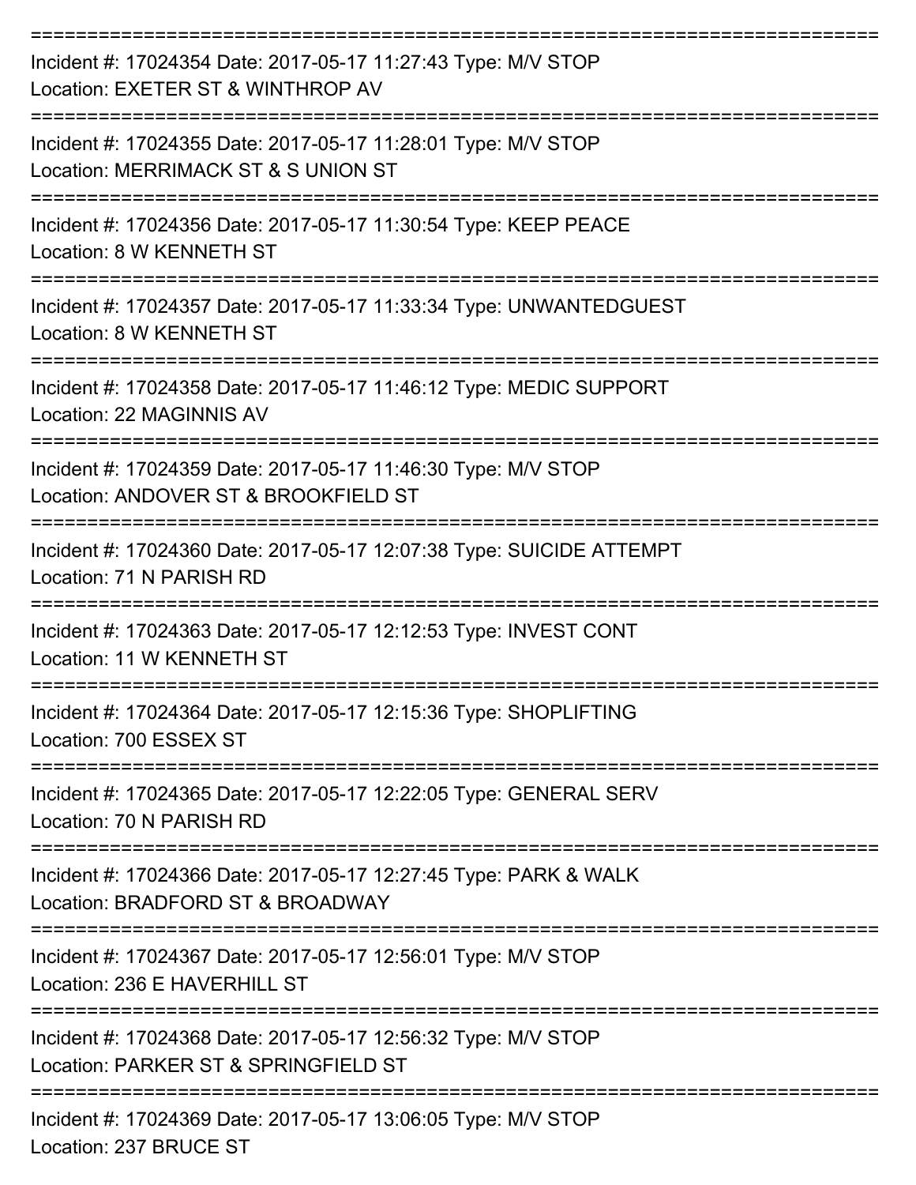Incident #: 17024354 Date: 2017-05-17 11:27:43 Type: M/V STOP
Location: EXETER ST & WINTHROP AV

Incident #: 17024355 Date: 2017-05-17 11:28:01 Type: M/V STOP
Location: MERRIMACK ST & S UNION ST

Incident #: 17024356 Date: 2017-05-17 11:30:54 Type: KEEP PEACE
Location: 8 W KENNETH ST

Incident #: 17024357 Date: 2017-05-17 11:33:34 Type: UNWANTEDGUEST
Location: 8 W KENNETH ST

Incident #: 17024358 Date: 2017-05-17 11:46:12 Type: MEDIC SUPPORT
Location: 22 MAGINNIS AV

Incident #: 17024359 Date: 2017-05-17 11:46:30 Type: M/V STOP
Location: ANDOVER ST & BROOKFIELD ST

Incident #: 17024360 Date: 2017-05-17 12:07:38 Type: SUICIDE ATTEMPT
Location: 71 N PARISH RD

Incident #: 17024363 Date: 2017-05-17 12:12:53 Type: INVEST CONT
Location: 11 W KENNETH ST

Incident #: 17024364 Date: 2017-05-17 12:15:36 Type: SHOPLIFTING
Location: 700 ESSEX ST

Incident #: 17024365 Date: 2017-05-17 12:22:05 Type: GENERAL SERV
Location: 70 N PARISH RD

Incident #: 17024366 Date: 2017-05-17 12:27:45 Type: PARK & WALK
Location: BRADFORD ST & BROADWAY

Incident #: 17024367 Date: 2017-05-17 12:56:01 Type: M/V STOP
Location: 236 E HAVERHILL ST

Incident #: 17024368 Date: 2017-05-17 12:56:32 Type: M/V STOP
Location: PARKER ST & SPRINGFIELD ST

Incident #: 17024369 Date: 2017-05-17 13:06:05 Type: M/V STOP
Location: 237 BRUCE ST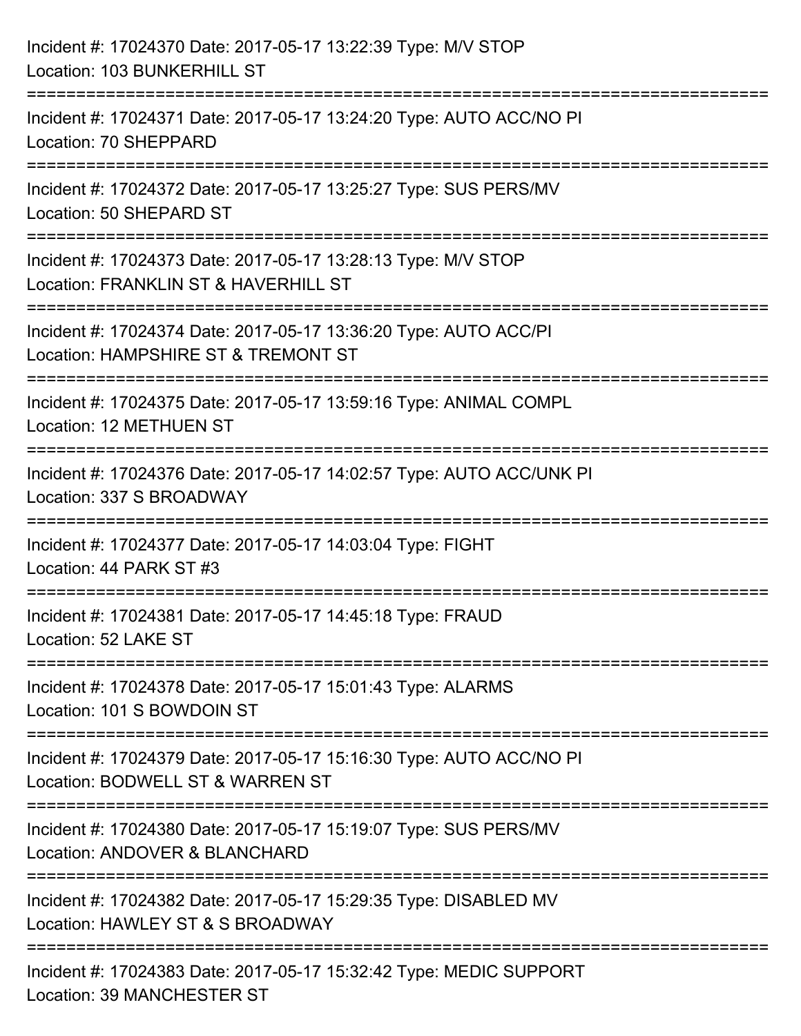Incident #: 17024370 Date: 2017-05-17 13:22:39 Type: M/V STOP
Location: 103 BUNKERHILL ST

===========================================================================

Incident #: 17024371 Date: 2017-05-17 13:24:20 Type: AUTO ACC/NO PI
Location: 70 SHEPPARD

===========================================================================

Incident #: 17024372 Date: 2017-05-17 13:25:27 Type: SUS PERS/MV
Location: 50 SHEPARD ST

===========================================================================

Incident #: 17024373 Date: 2017-05-17 13:28:13 Type: M/V STOP
Location: FRANKLIN ST & HAVERHILL ST

===========================================================================

Incident #: 17024374 Date: 2017-05-17 13:36:20 Type: AUTO ACC/PI
Location: HAMPSHIRE ST & TREMONT ST

===========================================================================

Incident #: 17024375 Date: 2017-05-17 13:59:16 Type: ANIMAL COMPL
Location: 12 METHUEN ST

===========================================================================

Incident #: 17024376 Date: 2017-05-17 14:02:57 Type: AUTO ACC/UNK PI
Location: 337 S BROADWAY

===========================================================================

Incident #: 17024377 Date: 2017-05-17 14:03:04 Type: FIGHT
Location: 44 PARK ST #3

===========================================================================

Incident #: 17024381 Date: 2017-05-17 14:45:18 Type: FRAUD
Location: 52 LAKE ST

===========================================================================

Incident #: 17024378 Date: 2017-05-17 15:01:43 Type: ALARMS
Location: 101 S BOWDOIN ST

===========================================================================

Incident #: 17024379 Date: 2017-05-17 15:16:30 Type: AUTO ACC/NO PI
Location: BODWELL ST & WARREN ST

===========================================================================

Incident #: 17024380 Date: 2017-05-17 15:19:07 Type: SUS PERS/MV
Location: ANDOVER & BLANCHARD

===========================================================================

Incident #: 17024382 Date: 2017-05-17 15:29:35 Type: DISABLED MV
Location: HAWLEY ST & S BROADWAY

===========================================================================

Incident #: 17024383 Date: 2017-05-17 15:32:42 Type: MEDIC SUPPORT
Location: 39 MANCHESTER ST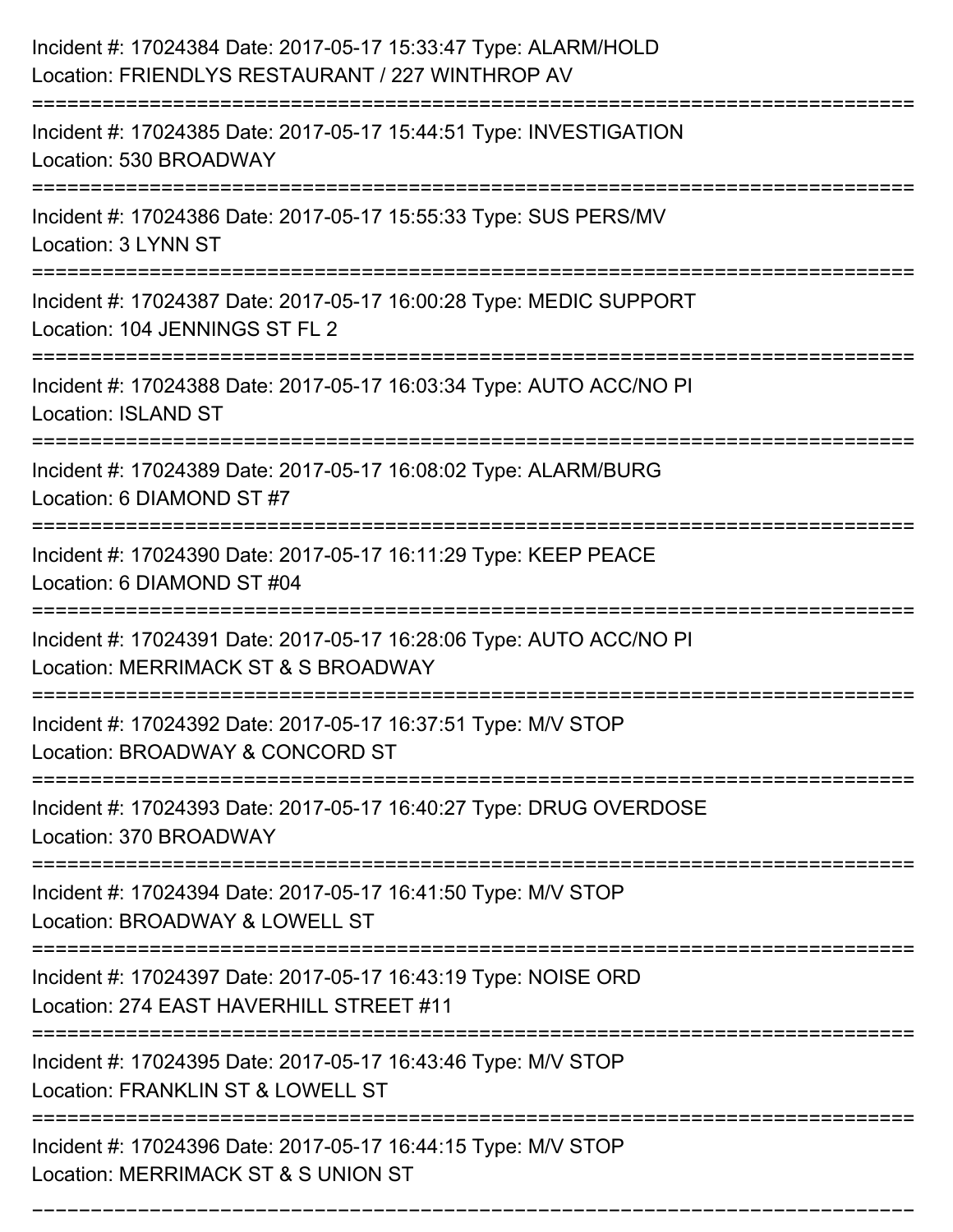Incident #: 17024384 Date: 2017-05-17 15:33:47 Type: ALARM/HOLD
Location: FRIENDLYS RESTAURANT / 227 WINTHROP AV

===========================================================================

Incident #: 17024385 Date: 2017-05-17 15:44:51 Type: INVESTIGATION
Location: 530 BROADWAY

===========================================================================

Incident #: 17024386 Date: 2017-05-17 15:55:33 Type: SUS PERS/MV
Location: 3 LYNN ST

===========================================================================

Incident #: 17024387 Date: 2017-05-17 16:00:28 Type: MEDIC SUPPORT
Location: 104 JENNINGS ST FL 2

===========================================================================

Incident #: 17024388 Date: 2017-05-17 16:03:34 Type: AUTO ACC/NO PI
Location: ISLAND ST

===========================================================================

Incident #: 17024389 Date: 2017-05-17 16:08:02 Type: ALARM/BURG
Location: 6 DIAMOND ST #7

===========================================================================

Incident #: 17024390 Date: 2017-05-17 16:11:29 Type: KEEP PEACE
Location: 6 DIAMOND ST #04

===========================================================================

Incident #: 17024391 Date: 2017-05-17 16:28:06 Type: AUTO ACC/NO PI
Location: MERRIMACK ST & S BROADWAY

===========================================================================

Incident #: 17024392 Date: 2017-05-17 16:37:51 Type: M/V STOP
Location: BROADWAY & CONCORD ST

===========================================================================

Incident #: 17024393 Date: 2017-05-17 16:40:27 Type: DRUG OVERDOSE
Location: 370 BROADWAY

===========================================================================

Incident #: 17024394 Date: 2017-05-17 16:41:50 Type: M/V STOP
Location: BROADWAY & LOWELL ST

===========================================================================

Incident #: 17024397 Date: 2017-05-17 16:43:19 Type: NOISE ORD
Location: 274 EAST HAVERHILL STREET #11

===========================================================================

Incident #: 17024395 Date: 2017-05-17 16:43:46 Type: M/V STOP
Location: FRANKLIN ST & LOWELL ST

===========================================================================

Incident #: 17024396 Date: 2017-05-17 16:44:15 Type: M/V STOP
Location: MERRIMACK ST & S UNION ST

===========================================================================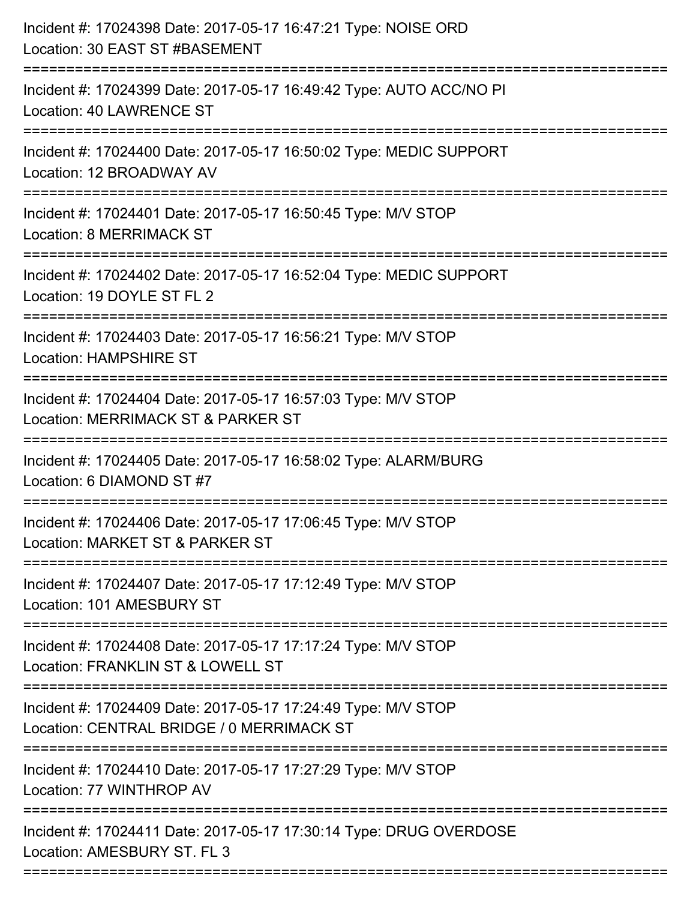Incident #: 17024398 Date: 2017-05-17 16:47:21 Type: NOISE ORD
Location: 30 EAST ST #BASEMENT

===========================================================================

Incident #: 17024399 Date: 2017-05-17 16:49:42 Type: AUTO ACC/NO PI
Location: 40 LAWRENCE ST

===========================================================================

Incident #: 17024400 Date: 2017-05-17 16:50:02 Type: MEDIC SUPPORT
Location: 12 BROADWAY AV

===========================================================================

Incident #: 17024401 Date: 2017-05-17 16:50:45 Type: M/V STOP
Location: 8 MERRIMACK ST

===========================================================================

Incident #: 17024402 Date: 2017-05-17 16:52:04 Type: MEDIC SUPPORT
Location: 19 DOYLE ST FL 2

===========================================================================

Incident #: 17024403 Date: 2017-05-17 16:56:21 Type: M/V STOP
Location: HAMPSHIRE ST

===========================================================================

Incident #: 17024404 Date: 2017-05-17 16:57:03 Type: M/V STOP
Location: MERRIMACK ST & PARKER ST

===========================================================================

Incident #: 17024405 Date: 2017-05-17 16:58:02 Type: ALARM/BURG
Location: 6 DIAMOND ST #7

===========================================================================

Incident #: 17024406 Date: 2017-05-17 17:06:45 Type: M/V STOP
Location: MARKET ST & PARKER ST

===========================================================================

Incident #: 17024407 Date: 2017-05-17 17:12:49 Type: M/V STOP
Location: 101 AMESBURY ST

===========================================================================

Incident #: 17024408 Date: 2017-05-17 17:17:24 Type: M/V STOP
Location: FRANKLIN ST & LOWELL ST

===========================================================================

Incident #: 17024409 Date: 2017-05-17 17:24:49 Type: M/V STOP
Location: CENTRAL BRIDGE / 0 MERRIMACK ST

===========================================================================

Incident #: 17024410 Date: 2017-05-17 17:27:29 Type: M/V STOP
Location: 77 WINTHROP AV

===========================================================================

Incident #: 17024411 Date: 2017-05-17 17:30:14 Type: DRUG OVERDOSE
Location: AMESBURY ST. FL 3

===========================================================================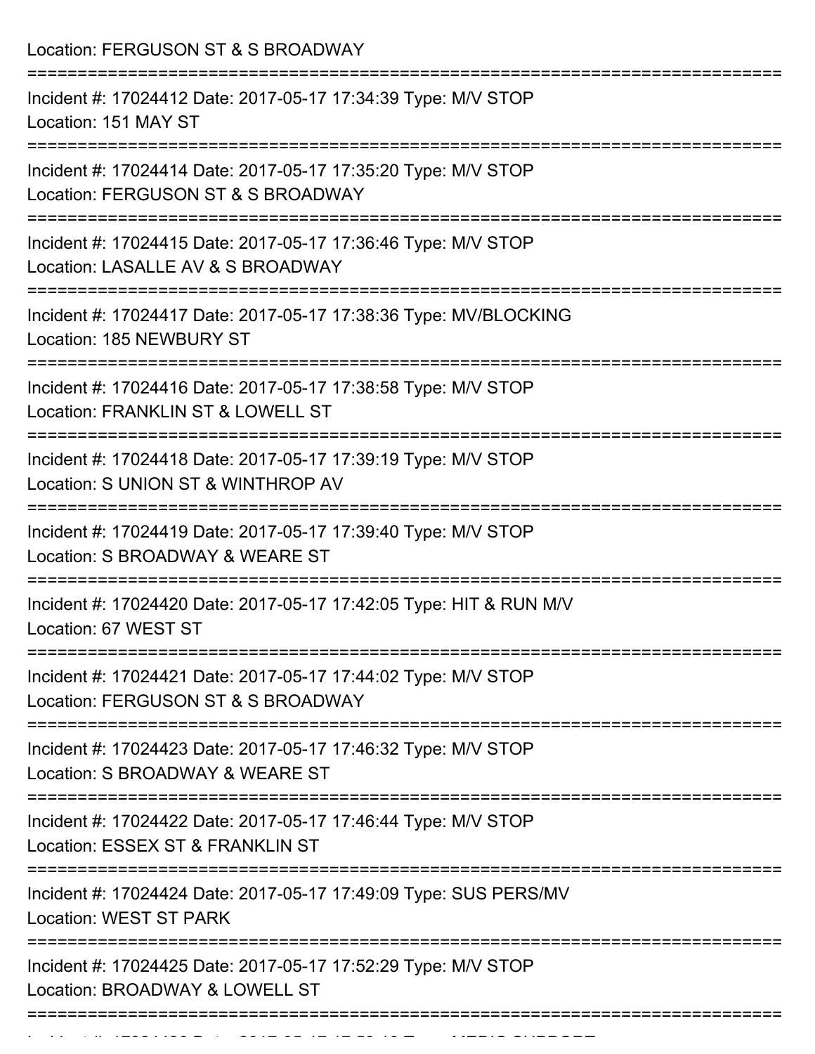Location: FERGUSON ST & S BROADWAY

===========================================================================

Incident #: 17024412 Date: 2017-05-17 17:34:39 Type: M/V STOP
Location: 151 MAY ST

===========================================================================

Incident #: 17024414 Date: 2017-05-17 17:35:20 Type: M/V STOP
Location: FERGUSON ST & S BROADWAY

===========================================================================

Incident #: 17024415 Date: 2017-05-17 17:36:46 Type: M/V STOP
Location: LASALLE AV & S BROADWAY

===========================================================================

Incident #: 17024417 Date: 2017-05-17 17:38:36 Type: MV/BLOCKING
Location: 185 NEWBURY ST

===========================================================================

Incident #: 17024416 Date: 2017-05-17 17:38:58 Type: M/V STOP
Location: FRANKLIN ST & LOWELL ST

===========================================================================

Incident #: 17024418 Date: 2017-05-17 17:39:19 Type: M/V STOP
Location: S UNION ST & WINTHROP AV

===========================================================================

Incident #: 17024419 Date: 2017-05-17 17:39:40 Type: M/V STOP
Location: S BROADWAY & WEARE ST

===========================================================================

Incident #: 17024420 Date: 2017-05-17 17:42:05 Type: HIT & RUN M/V
Location: 67 WEST ST

===========================================================================

Incident #: 17024421 Date: 2017-05-17 17:44:02 Type: M/V STOP
Location: FERGUSON ST & S BROADWAY

===========================================================================

Incident #: 17024423 Date: 2017-05-17 17:46:32 Type: M/V STOP
Location: S BROADWAY & WEARE ST

===========================================================================

Incident #: 17024422 Date: 2017-05-17 17:46:44 Type: M/V STOP
Location: ESSEX ST & FRANKLIN ST

===========================================================================

Incident #: 17024424 Date: 2017-05-17 17:49:09 Type: SUS PERS/MV
Location: WEST ST PARK

===========================================================================

Incident #: 17024425 Date: 2017-05-17 17:52:29 Type: M/V STOP
Location: BROADWAY & LOWELL ST

===========================================================================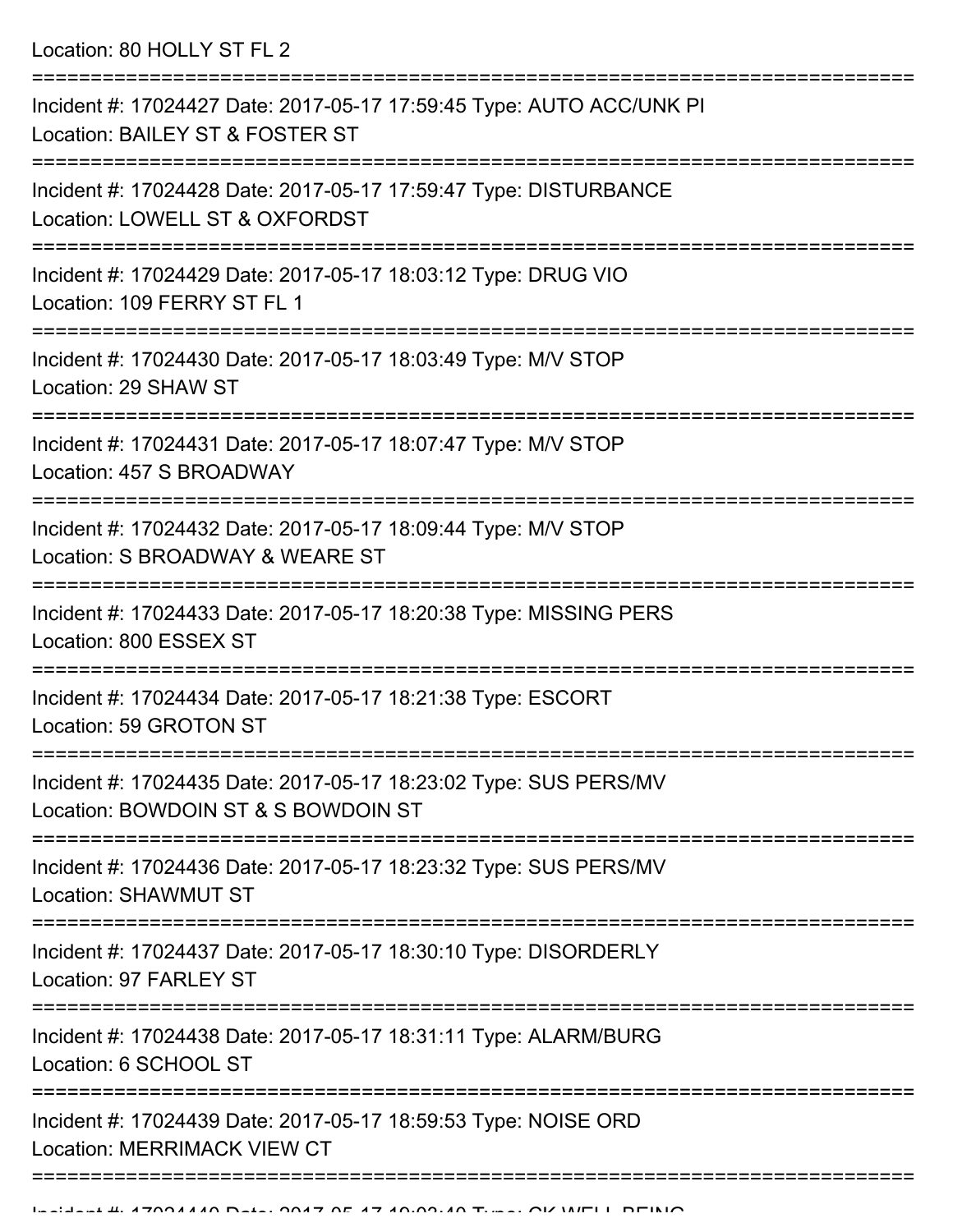Location: 80 HOLLY ST FL 2

===========================================================================

Incident #: 17024427 Date: 2017-05-17 17:59:45 Type: AUTO ACC/UNK PI
Location: BAILEY ST & FOSTER ST

===========================================================================

Incident #: 17024428 Date: 2017-05-17 17:59:47 Type: DISTURBANCE
Location: LOWELL ST & OXFORDST

===========================================================================

Incident #: 17024429 Date: 2017-05-17 18:03:12 Type: DRUG VIO
Location: 109 FERRY ST FL 1

===========================================================================

Incident #: 17024430 Date: 2017-05-17 18:03:49 Type: M/V STOP
Location: 29 SHAW ST

===========================================================================

Incident #: 17024431 Date: 2017-05-17 18:07:47 Type: M/V STOP
Location: 457 S BROADWAY

===========================================================================

Incident #: 17024432 Date: 2017-05-17 18:09:44 Type: M/V STOP
Location: S BROADWAY & WEARE ST

===========================================================================

Incident #: 17024433 Date: 2017-05-17 18:20:38 Type: MISSING PERS
Location: 800 ESSEX ST

===========================================================================

Incident #: 17024434 Date: 2017-05-17 18:21:38 Type: ESCORT
Location: 59 GROTON ST

===========================================================================

Incident #: 17024435 Date: 2017-05-17 18:23:02 Type: SUS PERS/MV
Location: BOWDOIN ST & S BOWDOIN ST

===========================================================================

Incident #: 17024436 Date: 2017-05-17 18:23:32 Type: SUS PERS/MV
Location: SHAWMUT ST

===========================================================================

Incident #: 17024437 Date: 2017-05-17 18:30:10 Type: DISORDERLY
Location: 97 FARLEY ST

===========================================================================

Incident #: 17024438 Date: 2017-05-17 18:31:11 Type: ALARM/BURG
Location: 6 SCHOOL ST

===========================================================================

Incident #: 17024439 Date: 2017-05-17 18:59:53 Type: NOISE ORD
Location: MERRIMACK VIEW CT

===========================================================================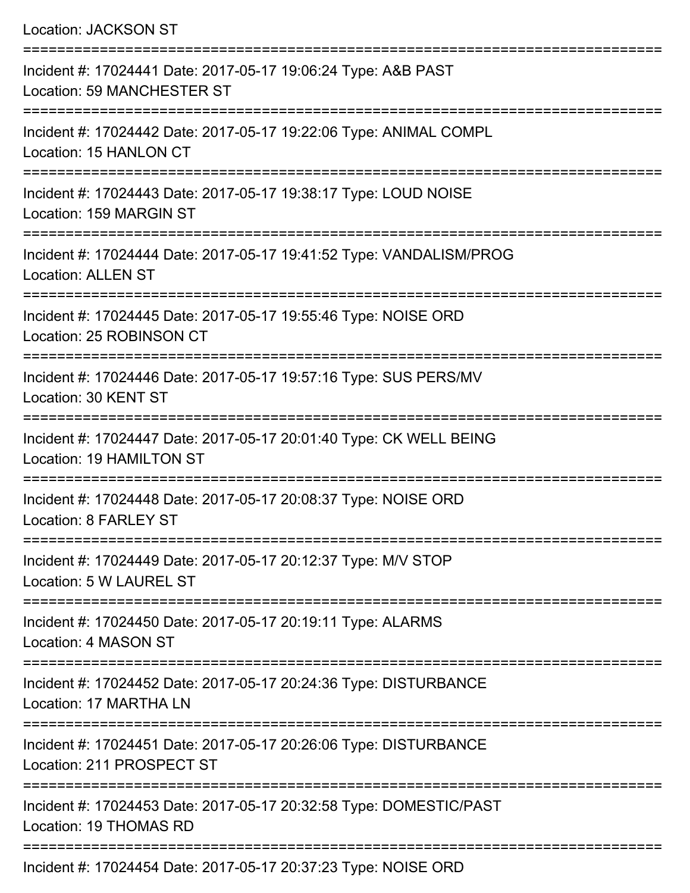Location: JACKSON ST

===========================================================================

Incident #: 17024441 Date: 2017-05-17 19:06:24 Type: A&B PAST
Location: 59 MANCHESTER ST

===========================================================================

Incident #: 17024442 Date: 2017-05-17 19:22:06 Type: ANIMAL COMPL
Location: 15 HANLON CT

===========================================================================

Incident #: 17024443 Date: 2017-05-17 19:38:17 Type: LOUD NOISE
Location: 159 MARGIN ST

===========================================================================

Incident #: 17024444 Date: 2017-05-17 19:41:52 Type: VANDALISM/PROG
Location: ALLEN ST

===========================================================================

Incident #: 17024445 Date: 2017-05-17 19:55:46 Type: NOISE ORD
Location: 25 ROBINSON CT

===========================================================================

Incident #: 17024446 Date: 2017-05-17 19:57:16 Type: SUS PERS/MV
Location: 30 KENT ST

===========================================================================

Incident #: 17024447 Date: 2017-05-17 20:01:40 Type: CK WELL BEING
Location: 19 HAMILTON ST

===========================================================================

Incident #: 17024448 Date: 2017-05-17 20:08:37 Type: NOISE ORD
Location: 8 FARLEY ST

===========================================================================

Incident #: 17024449 Date: 2017-05-17 20:12:37 Type: M/V STOP
Location: 5 W LAUREL ST

===========================================================================

Incident #: 17024450 Date: 2017-05-17 20:19:11 Type: ALARMS
Location: 4 MASON ST

===========================================================================

Incident #: 17024452 Date: 2017-05-17 20:24:36 Type: DISTURBANCE
Location: 17 MARTHA LN

===========================================================================

Incident #: 17024451 Date: 2017-05-17 20:26:06 Type: DISTURBANCE
Location: 211 PROSPECT ST

===========================================================================

Incident #: 17024453 Date: 2017-05-17 20:32:58 Type: DOMESTIC/PAST
Location: 19 THOMAS RD

===========================================================================

Incident #: 17024454 Date: 2017-05-17 20:37:23 Type: NOISE ORD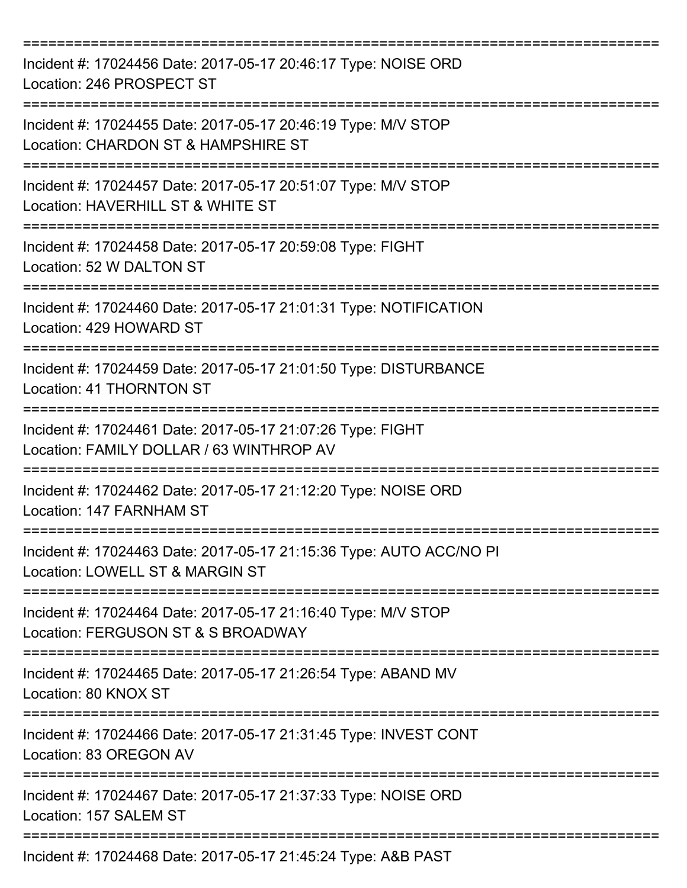===========================================================================

Incident #: 17024456 Date: 2017-05-17 20:46:17 Type: NOISE ORD
Location: 246 PROSPECT ST

===========================================================================

Incident #: 17024455 Date: 2017-05-17 20:46:19 Type: M/V STOP
Location: CHARDON ST & HAMPSHIRE ST

===========================================================================

Incident #: 17024457 Date: 2017-05-17 20:51:07 Type: M/V STOP
Location: HAVERHILL ST & WHITE ST

===========================================================================

Incident #: 17024458 Date: 2017-05-17 20:59:08 Type: FIGHT
Location: 52 W DALTON ST

===========================================================================

Incident #: 17024460 Date: 2017-05-17 21:01:31 Type: NOTIFICATION
Location: 429 HOWARD ST

===========================================================================

Incident #: 17024459 Date: 2017-05-17 21:01:50 Type: DISTURBANCE
Location: 41 THORNTON ST

===========================================================================

Incident #: 17024461 Date: 2017-05-17 21:07:26 Type: FIGHT
Location: FAMILY DOLLAR / 63 WINTHROP AV

===========================================================================

Incident #: 17024462 Date: 2017-05-17 21:12:20 Type: NOISE ORD
Location: 147 FARNHAM ST

===========================================================================

Incident #: 17024463 Date: 2017-05-17 21:15:36 Type: AUTO ACC/NO PI
Location: LOWELL ST & MARGIN ST

===========================================================================

Incident #: 17024464 Date: 2017-05-17 21:16:40 Type: M/V STOP
Location: FERGUSON ST & S BROADWAY

===========================================================================

Incident #: 17024465 Date: 2017-05-17 21:26:54 Type: ABAND MV
Location: 80 KNOX ST

===========================================================================

Incident #: 17024466 Date: 2017-05-17 21:31:45 Type: INVEST CONT
Location: 83 OREGON AV

===========================================================================

Incident #: 17024467 Date: 2017-05-17 21:37:33 Type: NOISE ORD
Location: 157 SALEM ST

===========================================================================

Incident #: 17024468 Date: 2017-05-17 21:45:24 Type: A&B PAST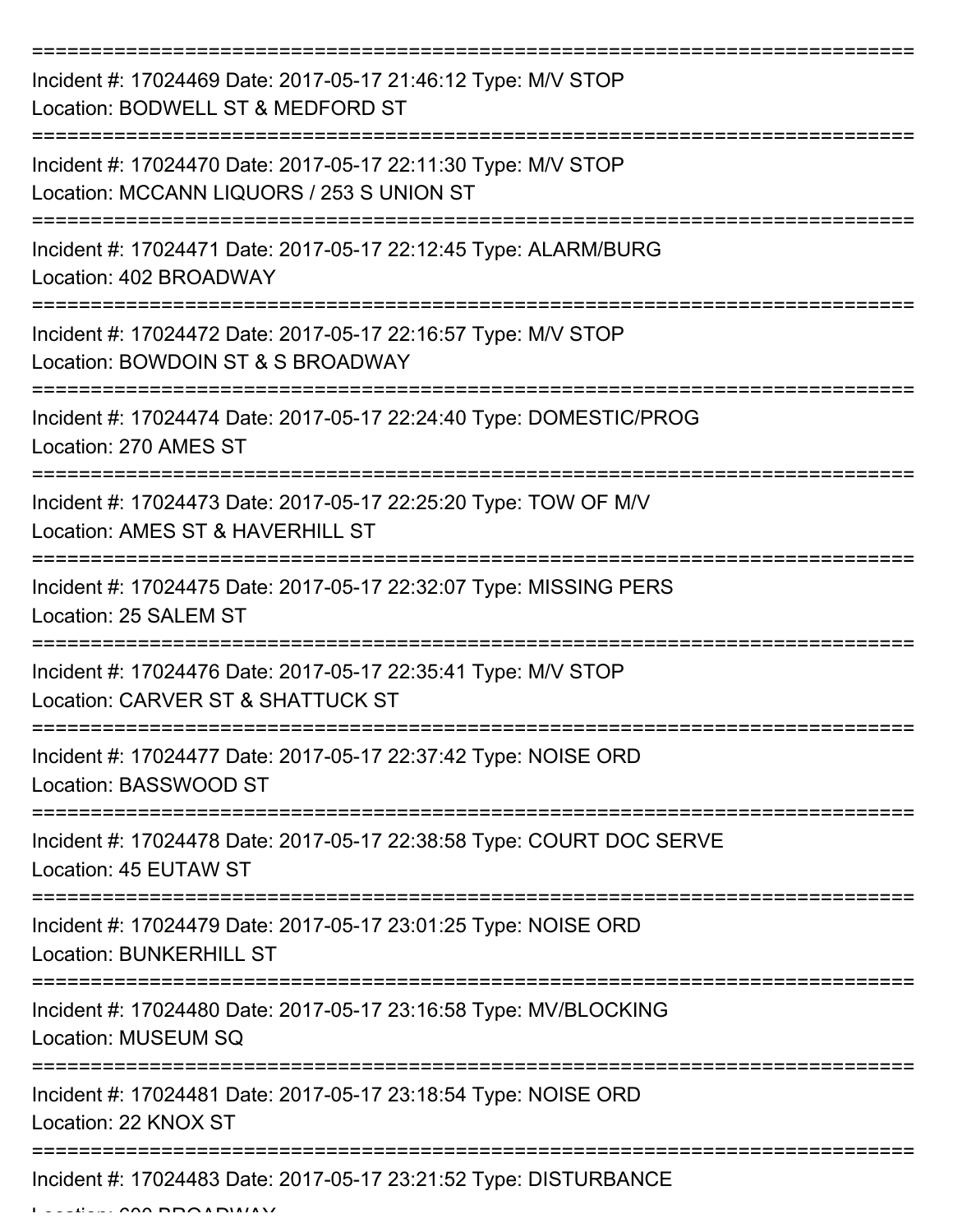===========================================================================

Incident #: 17024469 Date: 2017-05-17 21:46:12 Type: M/V STOP
Location: BODWELL ST & MEDFORD ST

===========================================================================

Incident #: 17024470 Date: 2017-05-17 22:11:30 Type: M/V STOP
Location: MCCANN LIQUORS / 253 S UNION ST

===========================================================================

Incident #: 17024471 Date: 2017-05-17 22:12:45 Type: ALARM/BURG
Location: 402 BROADWAY

===========================================================================

Incident #: 17024472 Date: 2017-05-17 22:16:57 Type: M/V STOP
Location: BOWDOIN ST & S BROADWAY

===========================================================================

Incident #: 17024474 Date: 2017-05-17 22:24:40 Type: DOMESTIC/PROG
Location: 270 AMES ST

===========================================================================

Incident #: 17024473 Date: 2017-05-17 22:25:20 Type: TOW OF M/V
Location: AMES ST & HAVERHILL ST

===========================================================================

Incident #: 17024475 Date: 2017-05-17 22:32:07 Type: MISSING PERS
Location: 25 SALEM ST

===========================================================================

Incident #: 17024476 Date: 2017-05-17 22:35:41 Type: M/V STOP
Location: CARVER ST & SHATTUCK ST

===========================================================================

Incident #: 17024477 Date: 2017-05-17 22:37:42 Type: NOISE ORD
Location: BASSWOOD ST

===========================================================================

Incident #: 17024478 Date: 2017-05-17 22:38:58 Type: COURT DOC SERVE
Location: 45 EUTAW ST

===========================================================================

Incident #: 17024479 Date: 2017-05-17 23:01:25 Type: NOISE ORD
Location: BUNKERHILL ST

===========================================================================

Incident #: 17024480 Date: 2017-05-17 23:16:58 Type: MV/BLOCKING
Location: MUSEUM SQ

===========================================================================

Incident #: 17024481 Date: 2017-05-17 23:18:54 Type: NOISE ORD
Location: 22 KNOX ST

===========================================================================

Incident #: 17024483 Date: 2017-05-17 23:21:52 Type: DISTURBANCE
Location: 600 BROADWAY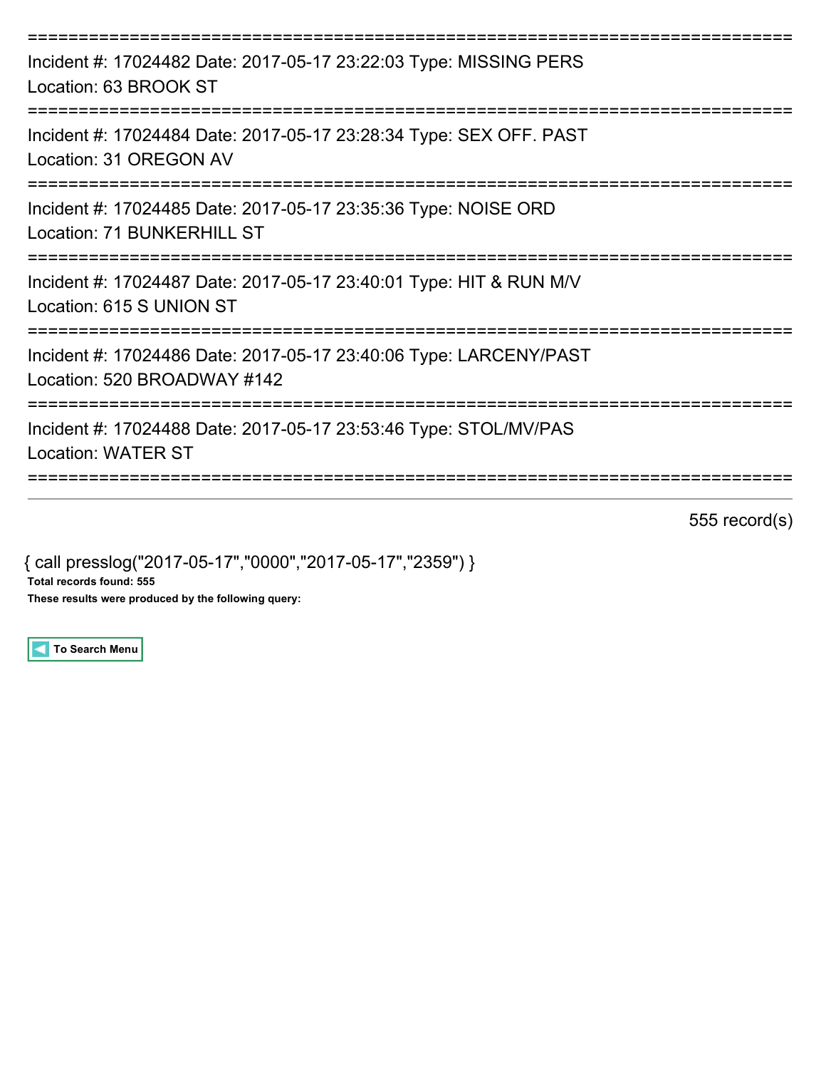===========================================================================

Incident #: 17024482 Date: 2017-05-17 23:22:03 Type: MISSING PERS

Location: 63 BROOK ST

===========================================================================

Incident #: 17024484 Date: 2017-05-17 23:28:34 Type: SEX OFF. PAST

Location: 31 OREGON AV

===========================================================================

Incident #: 17024485 Date: 2017-05-17 23:35:36 Type: NOISE ORD

Location: 71 BUNKERHILL ST

===========================================================================

Incident #: 17024487 Date: 2017-05-17 23:40:01 Type: HIT & RUN M/V

Location: 615 S UNION ST

===========================================================================

Incident #: 17024486 Date: 2017-05-17 23:40:06 Type: LARCENY/PAST

Location: 520 BROADWAY #142

===========================================================================

Incident #: 17024488 Date: 2017-05-17 23:53:46 Type: STOL/MV/PAS

Location: WATER ST

===========================================================================

555 record(s)

{ call presslog("2017-05-17","0000","2017-05-17","2359") }

**Total records found: 555**

**These results were produced by the following query:**

To Search Menu